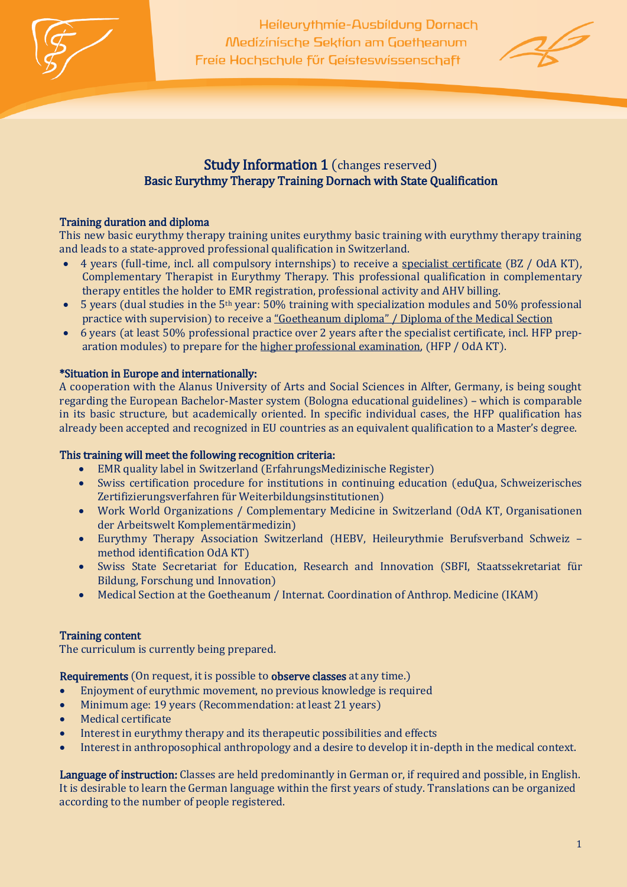Heileurythmie-Ausbildung Dornach
Medizinische Sektion am Goetheanum
Freie Hochschule für Geisteswissenschaft

# Study Information 1 (changes reserved)

## Basic Eurythmy Therapy Training Dornach with State Qualification

### Training duration and diploma

This new basic eurythmy therapy training unites eurythmy basic training with eurythmy therapy training and leads to a state-approved professional qualification in Switzerland.

- 4 years (full-time, incl. all compulsory internships) to receive a specialist certificate (BZ / OdA KT), Complementary Therapist in Eurythmy Therapy. This professional qualification in complementary therapy entitles the holder to EMR registration, professional activity and AHV billing.
- 5 years (dual studies in the 5th year: 50% training with specialization modules and 50% professional practice with supervision) to receive a "Goetheanum diploma" / Diploma of the Medical Section
- 6 years (at least 50% professional practice over 2 years after the specialist certificate, incl. HFP preparation modules) to prepare for the higher professional examination, (HFP / OdA KT).

### *Situation in Europe and internationally:

A cooperation with the Alanus University of Arts and Social Sciences in Alfter, Germany, is being sought regarding the European Bachelor-Master system (Bologna educational guidelines) – which is comparable in its basic structure, but academically oriented. In specific individual cases, the HFP qualification has already been accepted and recognized in EU countries as an equivalent qualification to a Master's degree.

### This training will meet the following recognition criteria:

- EMR quality label in Switzerland (ErfahrungsMedizinische Register)
- Swiss certification procedure for institutions in continuing education (eduQua, Schweizerisches Zertifizierungsverfahren für Weiterbildungsinstitutionen)
- Work World Organizations / Complementary Medicine in Switzerland (OdA KT, Organisationen der Arbeitswelt Komplementärmedizin)
- Eurythmy Therapy Association Switzerland (HEBV, Heileurythmie Berufsverband Schweiz – method identification OdA KT)
- Swiss State Secretariat for Education, Research and Innovation (SBFI, Staatssekretariat für Bildung, Forschung und Innovation)
- Medical Section at the Goetheanum / Internat. Coordination of Anthrop. Medicine (IKAM)

### Training content

The curriculum is currently being prepared.

### Requirements (On request, it is possible to observe classes at any time.)

- Enjoyment of eurythmic movement, no previous knowledge is required
- Minimum age: 19 years (Recommendation: at least 21 years)
- Medical certificate
- Interest in eurythmy therapy and its therapeutic possibilities and effects
- Interest in anthroposophical anthropology and a desire to develop it in-depth in the medical context.

**Language of instruction:** Classes are held predominantly in German or, if required and possible, in English. It is desirable to learn the German language within the first years of study. Translations can be organized according to the number of people registered.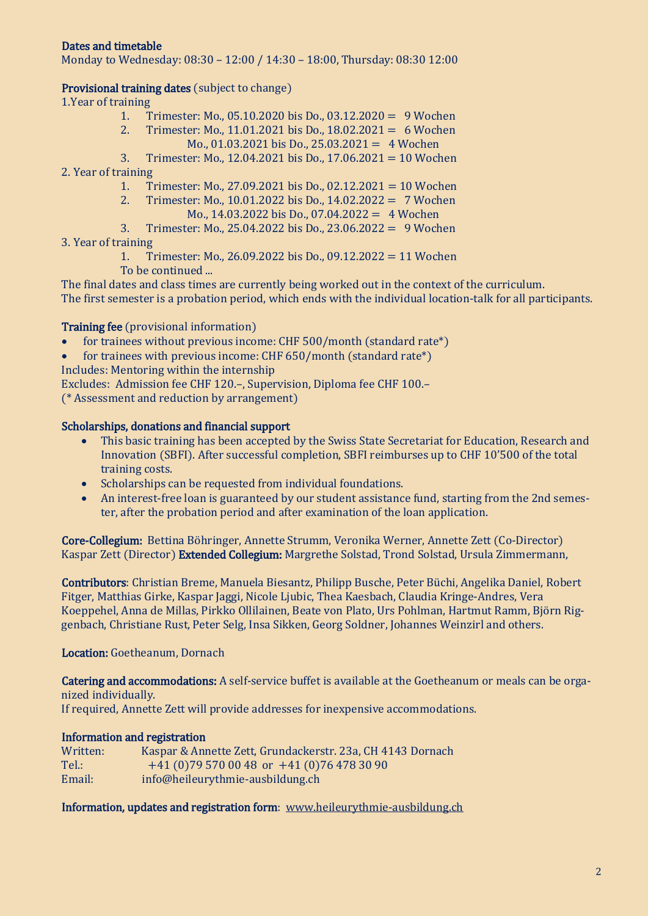**Dates and timetable**
Monday to Wednesday: 08:30 – 12:00 / 14:30 – 18:00, Thursday: 08:30 12:00

**Provisional training dates** (subject to change)

1.Year of training

1. Trimester: Mo., 05.10.2020 bis Do., 03.12.2020 = 9 Wochen
2. Trimester: Mo., 11.01.2021 bis Do., 18.02.2021 = 6 Wochen
   Mo., 01.03.2021 bis Do., 25.03.2021 = 4 Wochen
3. Trimester: Mo., 12.04.2021 bis Do., 17.06.2021 = 10 Wochen

2. Year of training

1. Trimester: Mo., 27.09.2021 bis Do., 02.12.2021 = 10 Wochen
2. Trimester: Mo., 10.01.2022 bis Do., 14.02.2022 = 7 Wochen
   Mo., 14.03.2022 bis Do., 07.04.2022 = 4 Wochen
3. Trimester: Mo., 25.04.2022 bis Do., 23.06.2022 = 9 Wochen

3. Year of training

1. Trimester: Mo., 26.09.2022 bis Do., 09.12.2022 = 11 Wochen

To be continued ...

The final dates and class times are currently being worked out in the context of the curriculum.
The first semester is a probation period, which ends with the individual location-talk for all participants.

**Training fee** (provisional information)

- for trainees without previous income: CHF 500/month (standard rate*)
- for trainees with previous income: CHF 650/month (standard rate*)

Includes: Mentoring within the internship
Excludes: Admission fee CHF 120.–, Supervision, Diploma fee CHF 100.–
(* Assessment and reduction by arrangement)

**Scholarships, donations and financial support**

- This basic training has been accepted by the Swiss State Secretariat for Education, Research and Innovation (SBFI). After successful completion, SBFI reimburses up to CHF 10'500 of the total training costs.
- Scholarships can be requested from individual foundations.
- An interest-free loan is guaranteed by our student assistance fund, starting from the 2nd semester, after the probation period and after examination of the loan application.

**Core-Collegium:** Bettina Böhringer, Annette Strumm, Veronika Werner, Annette Zett (Co-Director) Kaspar Zett (Director) **Extended Collegium:** Margrethe Solstad, Trond Solstad, Ursula Zimmermann,

**Contributors**: Christian Breme, Manuela Biesantz, Philipp Busche, Peter Büchi, Angelika Daniel, Robert Fitger, Matthias Girke, Kaspar Jaggi, Nicole Ljubic, Thea Kaesbach, Claudia Kringe-Andres, Vera Koeppehel, Anna de Millas, Pirkko Ollilainen, Beate von Plato, Urs Pohlman, Hartmut Ramm, Björn Riggenbach, Christiane Rust, Peter Selg, Insa Sikken, Georg Soldner, Johannes Weinzirl and others.

**Location:** Goetheanum, Dornach

**Catering and accommodations:** A self-service buffet is available at the Goetheanum or meals can be organized individually.
If required, Annette Zett will provide addresses for inexpensive accommodations.

**Information and registration**

Written: Kaspar & Annette Zett, Grundackerstr. 23a, CH 4143 Dornach
Tel.: +41 (0)79 570 00 48 or +41 (0)76 478 30 90
Email: info@heileurythmie-ausbildung.ch

**Information, updates and registration form**: www.heileurythmie-ausbildung.ch